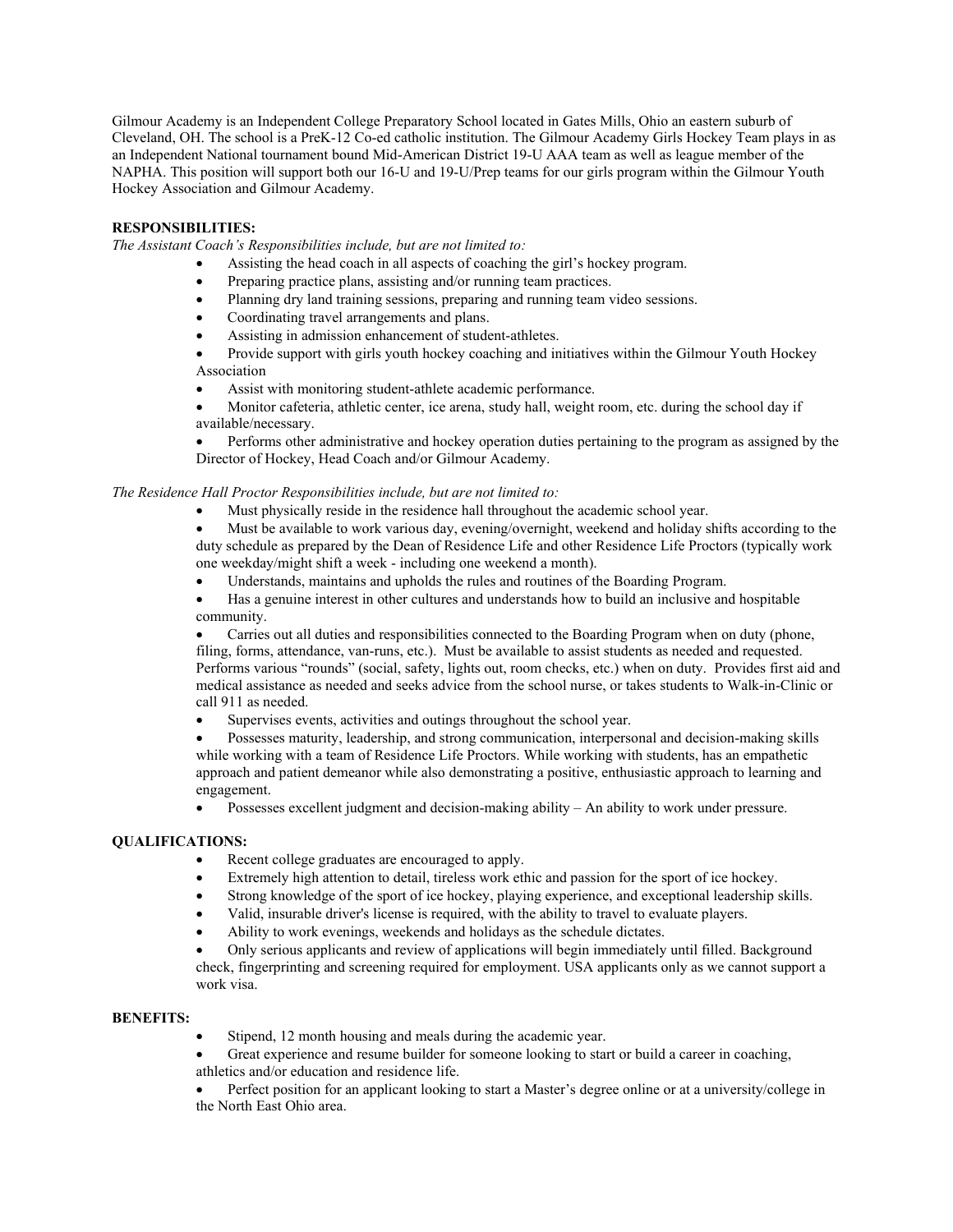Gilmour Academy is an Independent College Preparatory School located in Gates Mills, Ohio an eastern suburb of Cleveland, OH. The school is a PreK-12 Co-ed catholic institution. The Gilmour Academy Girls Hockey Team plays in as an Independent National tournament bound Mid-American District 19-U AAA team as well as league member of the NAPHA. This position will support both our 16-U and 19-U/Prep teams for our girls program within the Gilmour Youth Hockey Association and Gilmour Academy.

**RESPONSIBILITIES:**

*The Assistant Coach's Responsibilities include, but are not limited to:*

- Assisting the head coach in all aspects of coaching the girl's hockey program.
- Preparing practice plans, assisting and/or running team practices.
- Planning dry land training sessions, preparing and running team video sessions.
- Coordinating travel arrangements and plans.
- Assisting in admission enhancement of student-athletes.
- Provide support with girls youth hockey coaching and initiatives within the Gilmour Youth Hockey Association
- Assist with monitoring student-athlete academic performance.
- Monitor cafeteria, athletic center, ice arena, study hall, weight room, etc. during the school day if available/necessary.
- Performs other administrative and hockey operation duties pertaining to the program as assigned by the Director of Hockey, Head Coach and/or Gilmour Academy.

*The Residence Hall Proctor Responsibilities include, but are not limited to:*

- Must physically reside in the residence hall throughout the academic school year.
- Must be available to work various day, evening/overnight, weekend and holiday shifts according to the duty schedule as prepared by the Dean of Residence Life and other Residence Life Proctors (typically work one weekday/might shift a week - including one weekend a month).
- Understands, maintains and upholds the rules and routines of the Boarding Program.
- Has a genuine interest in other cultures and understands how to build an inclusive and hospitable community.
- Carries out all duties and responsibilities connected to the Boarding Program when on duty (phone, filing, forms, attendance, van-runs, etc.). Must be available to assist students as needed and requested. Performs various "rounds" (social, safety, lights out, room checks, etc.) when on duty. Provides first aid and medical assistance as needed and seeks advice from the school nurse, or takes students to Walk-in-Clinic or call 911 as needed.
- Supervises events, activities and outings throughout the school year.
- Possesses maturity, leadership, and strong communication, interpersonal and decision-making skills while working with a team of Residence Life Proctors. While working with students, has an empathetic approach and patient demeanor while also demonstrating a positive, enthusiastic approach to learning and engagement.
- Possesses excellent judgment and decision-making ability – An ability to work under pressure.

**QUALIFICATIONS:**

- Recent college graduates are encouraged to apply.
- Extremely high attention to detail, tireless work ethic and passion for the sport of ice hockey.
- Strong knowledge of the sport of ice hockey, playing experience, and exceptional leadership skills.
- Valid, insurable driver's license is required, with the ability to travel to evaluate players.
- Ability to work evenings, weekends and holidays as the schedule dictates.
- Only serious applicants and review of applications will begin immediately until filled. Background check, fingerprinting and screening required for employment. USA applicants only as we cannot support a work visa.

**BENEFITS:**

- Stipend, 12 month housing and meals during the academic year.
- Great experience and resume builder for someone looking to start or build a career in coaching, athletics and/or education and residence life.
- Perfect position for an applicant looking to start a Master's degree online or at a university/college in the North East Ohio area.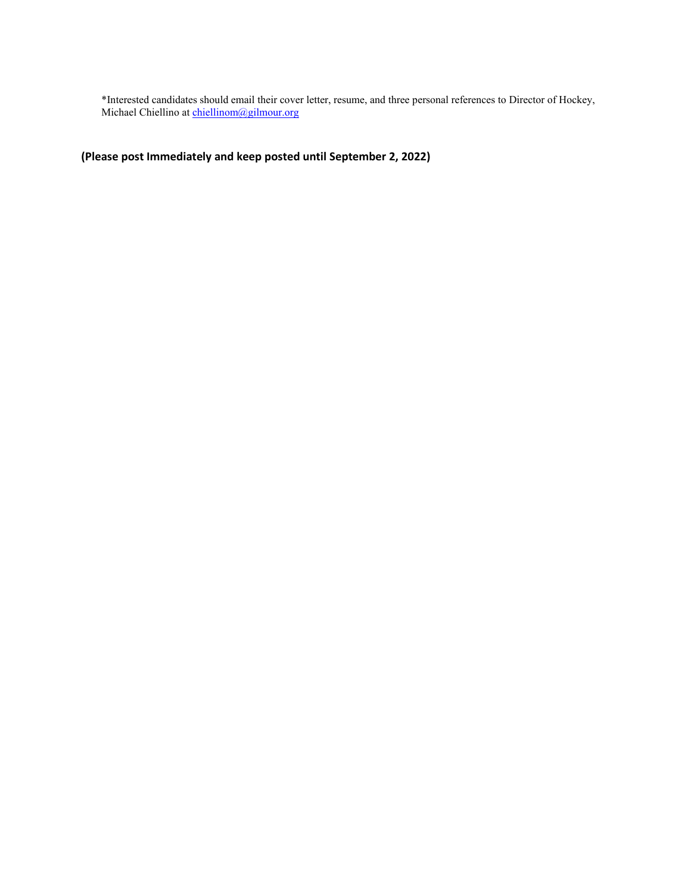*Interested candidates should email their cover letter, resume, and three personal references to Director of Hockey, Michael Chiellino at chiellinom@gilmour.org

**(Please post Immediately and keep posted until September 2, 2022)**